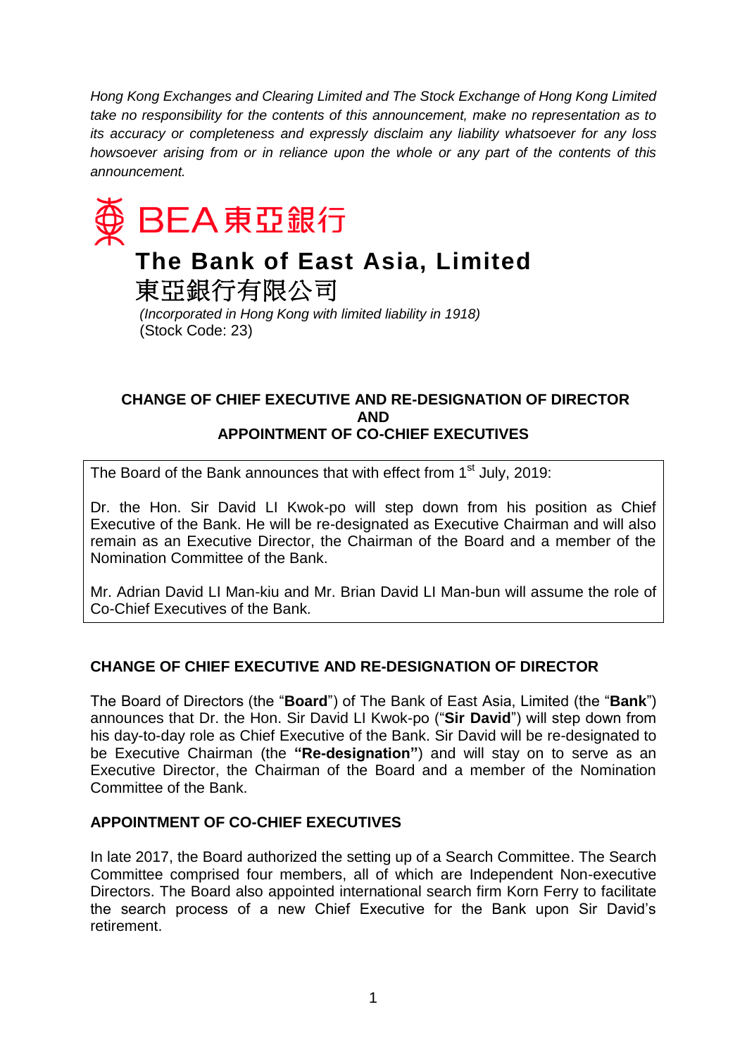*Hong Kong Exchanges and Clearing Limited and The Stock Exchange of Hong Kong Limited take no responsibility for the contents of this announcement, make no representation as to its accuracy or completeness and expressly disclaim any liability whatsoever for any loss howsoever arising from or in reliance upon the whole or any part of the contents of this announcement.*

BEA 東亞銀行

# The Bank of East Asia, Limited

# 東亞銀行有限公司

*(Incorporated in Hong Kong with limited liability in 1918)*
(Stock Code: 23)

## CHANGE OF CHIEF EXECUTIVE AND RE-DESIGNATION OF DIRECTOR AND APPOINTMENT OF CO-CHIEF EXECUTIVES

The Board of the Bank announces that with effect from 1st July, 2019:

Dr. the Hon. Sir David LI Kwok-po will step down from his position as Chief Executive of the Bank. He will be re-designated as Executive Chairman and will also remain as an Executive Director, the Chairman of the Board and a member of the Nomination Committee of the Bank.

Mr. Adrian David LI Man-kiu and Mr. Brian David LI Man-bun will assume the role of Co-Chief Executives of the Bank.

### CHANGE OF CHIEF EXECUTIVE AND RE-DESIGNATION OF DIRECTOR

The Board of Directors (the "**Board**") of The Bank of East Asia, Limited (the "**Bank**") announces that Dr. the Hon. Sir David LI Kwok-po ("**Sir David**") will step down from his day-to-day role as Chief Executive of the Bank. Sir David will be re-designated to be Executive Chairman (the **"Re-designation"**) and will stay on to serve as an Executive Director, the Chairman of the Board and a member of the Nomination Committee of the Bank.

### APPOINTMENT OF CO-CHIEF EXECUTIVES

In late 2017, the Board authorized the setting up of a Search Committee. The Search Committee comprised four members, all of which are Independent Non-executive Directors. The Board also appointed international search firm Korn Ferry to facilitate the search process of a new Chief Executive for the Bank upon Sir David's retirement.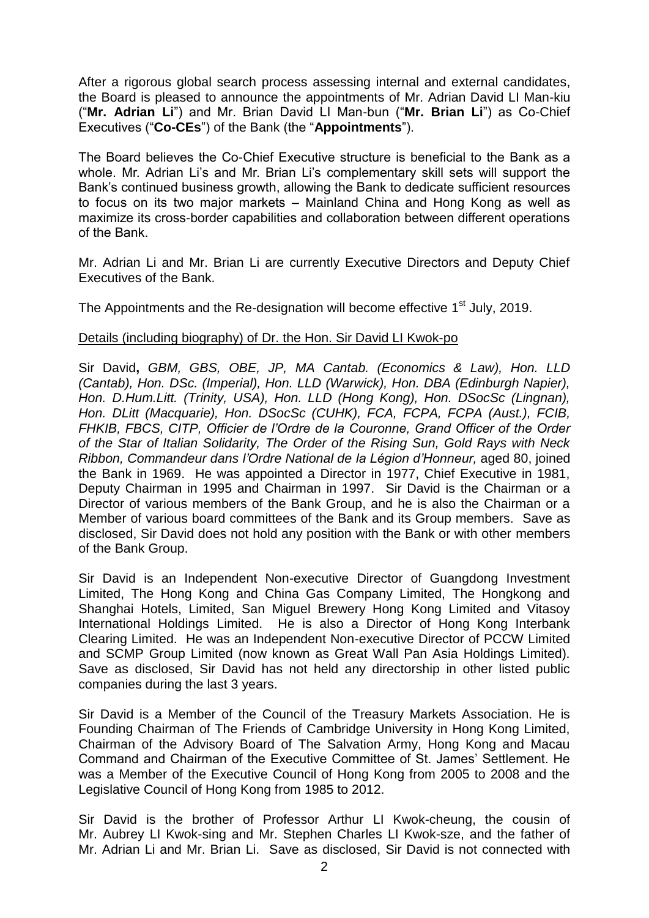After a rigorous global search process assessing internal and external candidates, the Board is pleased to announce the appointments of Mr. Adrian David LI Man-kiu ("**Mr. Adrian Li**") and Mr. Brian David LI Man-bun ("**Mr. Brian Li**") as Co-Chief Executives ("**Co-CEs**") of the Bank (the "**Appointments**").

The Board believes the Co-Chief Executive structure is beneficial to the Bank as a whole. Mr. Adrian Li's and Mr. Brian Li's complementary skill sets will support the Bank's continued business growth, allowing the Bank to dedicate sufficient resources to focus on its two major markets – Mainland China and Hong Kong as well as maximize its cross-border capabilities and collaboration between different operations of the Bank.

Mr. Adrian Li and Mr. Brian Li are currently Executive Directors and Deputy Chief Executives of the Bank.

The Appointments and the Re-designation will become effective 1st July, 2019.

Details (including biography) of Dr. the Hon. Sir David LI Kwok-po

Sir David**,** *GBM, GBS, OBE, JP, MA Cantab. (Economics & Law), Hon. LLD (Cantab), Hon. DSc. (Imperial), Hon. LLD (Warwick), Hon. DBA (Edinburgh Napier), Hon. D.Hum.Litt. (Trinity, USA), Hon. LLD (Hong Kong), Hon. DSocSc (Lingnan), Hon. DLitt (Macquarie), Hon. DSocSc (CUHK), FCA, FCPA, FCPA (Aust.), FCIB, FHKIB, FBCS, CITP, Officier de l'Ordre de la Couronne, Grand Officer of the Order of the Star of Italian Solidarity, The Order of the Rising Sun, Gold Rays with Neck Ribbon, Commandeur dans l'Ordre National de la Légion d'Honneur,* aged 80, joined the Bank in 1969. He was appointed a Director in 1977, Chief Executive in 1981, Deputy Chairman in 1995 and Chairman in 1997. Sir David is the Chairman or a Director of various members of the Bank Group, and he is also the Chairman or a Member of various board committees of the Bank and its Group members. Save as disclosed, Sir David does not hold any position with the Bank or with other members of the Bank Group.

Sir David is an Independent Non-executive Director of Guangdong Investment Limited, The Hong Kong and China Gas Company Limited, The Hongkong and Shanghai Hotels, Limited, San Miguel Brewery Hong Kong Limited and Vitasoy International Holdings Limited. He is also a Director of Hong Kong Interbank Clearing Limited. He was an Independent Non-executive Director of PCCW Limited and SCMP Group Limited (now known as Great Wall Pan Asia Holdings Limited). Save as disclosed, Sir David has not held any directorship in other listed public companies during the last 3 years.

Sir David is a Member of the Council of the Treasury Markets Association. He is Founding Chairman of The Friends of Cambridge University in Hong Kong Limited, Chairman of the Advisory Board of The Salvation Army, Hong Kong and Macau Command and Chairman of the Executive Committee of St. James' Settlement. He was a Member of the Executive Council of Hong Kong from 2005 to 2008 and the Legislative Council of Hong Kong from 1985 to 2012.

Sir David is the brother of Professor Arthur LI Kwok-cheung, the cousin of Mr. Aubrey LI Kwok-sing and Mr. Stephen Charles LI Kwok-sze, and the father of Mr. Adrian Li and Mr. Brian Li. Save as disclosed, Sir David is not connected with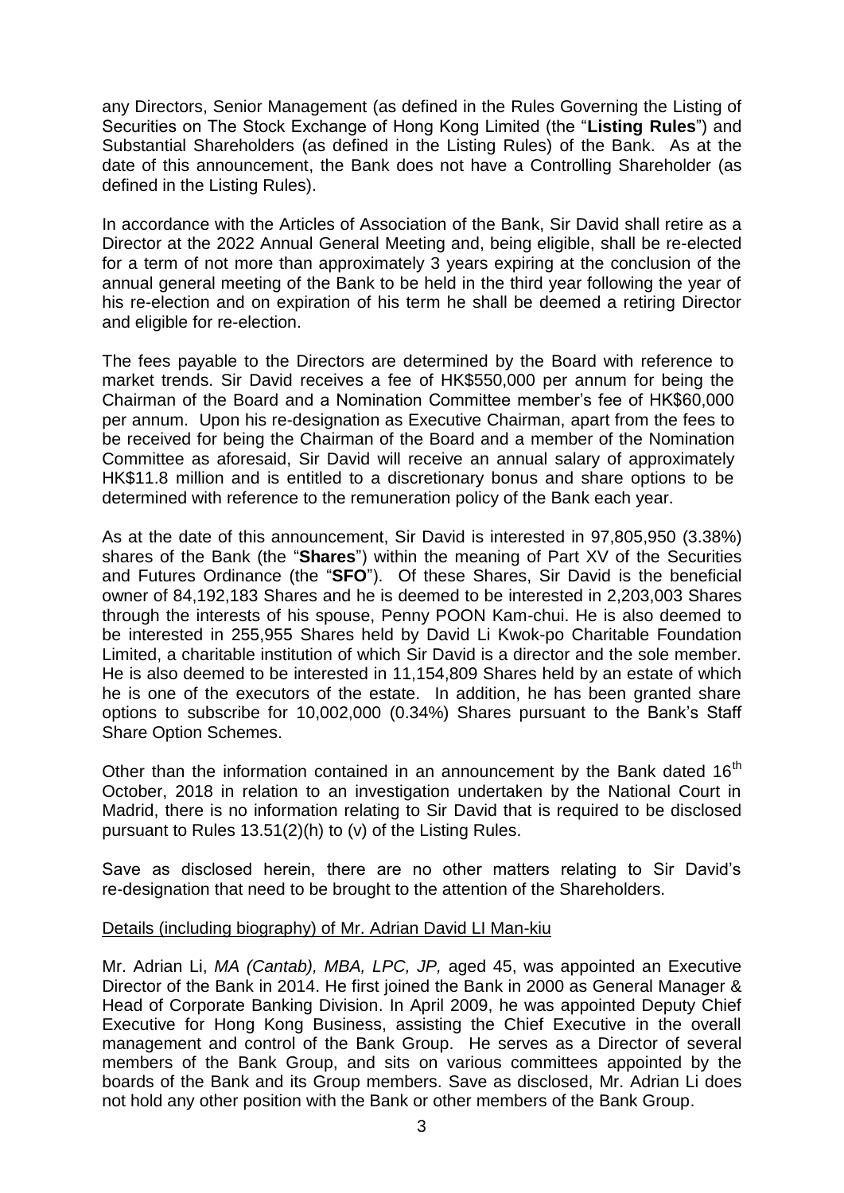any Directors, Senior Management (as defined in the Rules Governing the Listing of Securities on The Stock Exchange of Hong Kong Limited (the "**Listing Rules**") and Substantial Shareholders (as defined in the Listing Rules) of the Bank. As at the date of this announcement, the Bank does not have a Controlling Shareholder (as defined in the Listing Rules).

In accordance with the Articles of Association of the Bank, Sir David shall retire as a Director at the 2022 Annual General Meeting and, being eligible, shall be re-elected for a term of not more than approximately 3 years expiring at the conclusion of the annual general meeting of the Bank to be held in the third year following the year of his re-election and on expiration of his term he shall be deemed a retiring Director and eligible for re-election.

The fees payable to the Directors are determined by the Board with reference to market trends. Sir David receives a fee of HK$550,000 per annum for being the Chairman of the Board and a Nomination Committee member's fee of HK$60,000 per annum. Upon his re-designation as Executive Chairman, apart from the fees to be received for being the Chairman of the Board and a member of the Nomination Committee as aforesaid, Sir David will receive an annual salary of approximately HK$11.8 million and is entitled to a discretionary bonus and share options to be determined with reference to the remuneration policy of the Bank each year.

As at the date of this announcement, Sir David is interested in 97,805,950 (3.38%) shares of the Bank (the "**Shares**") within the meaning of Part XV of the Securities and Futures Ordinance (the "**SFO**"). Of these Shares, Sir David is the beneficial owner of 84,192,183 Shares and he is deemed to be interested in 2,203,003 Shares through the interests of his spouse, Penny POON Kam-chui. He is also deemed to be interested in 255,955 Shares held by David Li Kwok-po Charitable Foundation Limited, a charitable institution of which Sir David is a director and the sole member. He is also deemed to be interested in 11,154,809 Shares held by an estate of which he is one of the executors of the estate. In addition, he has been granted share options to subscribe for 10,002,000 (0.34%) Shares pursuant to the Bank's Staff Share Option Schemes.

Other than the information contained in an announcement by the Bank dated 16th October, 2018 in relation to an investigation undertaken by the National Court in Madrid, there is no information relating to Sir David that is required to be disclosed pursuant to Rules 13.51(2)(h) to (v) of the Listing Rules.

Save as disclosed herein, there are no other matters relating to Sir David's re-designation that need to be brought to the attention of the Shareholders.

Details (including biography) of Mr. Adrian David LI Man-kiu

Mr. Adrian Li, *MA (Cantab), MBA, LPC, JP,* aged 45, was appointed an Executive Director of the Bank in 2014. He first joined the Bank in 2000 as General Manager & Head of Corporate Banking Division. In April 2009, he was appointed Deputy Chief Executive for Hong Kong Business, assisting the Chief Executive in the overall management and control of the Bank Group. He serves as a Director of several members of the Bank Group, and sits on various committees appointed by the boards of the Bank and its Group members. Save as disclosed, Mr. Adrian Li does not hold any other position with the Bank or other members of the Bank Group.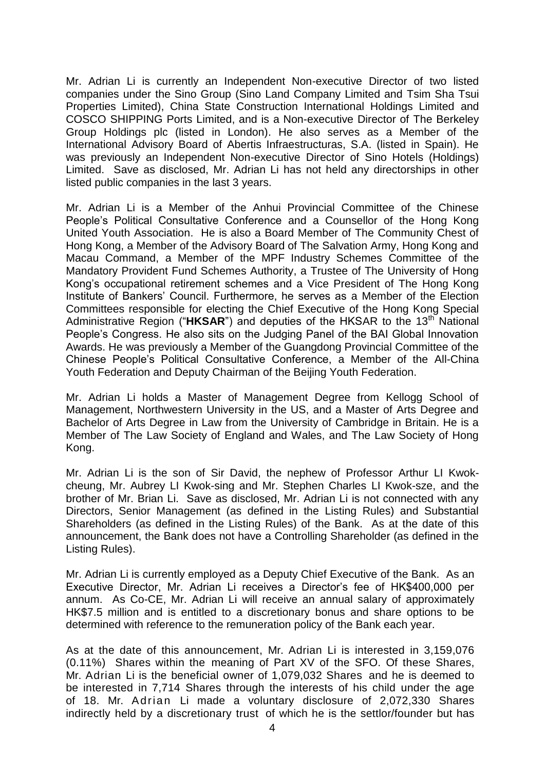Mr. Adrian Li is currently an Independent Non-executive Director of two listed companies under the Sino Group (Sino Land Company Limited and Tsim Sha Tsui Properties Limited), China State Construction International Holdings Limited and COSCO SHIPPING Ports Limited, and is a Non-executive Director of The Berkeley Group Holdings plc (listed in London). He also serves as a Member of the International Advisory Board of Abertis Infraestructuras, S.A. (listed in Spain). He was previously an Independent Non-executive Director of Sino Hotels (Holdings) Limited. Save as disclosed, Mr. Adrian Li has not held any directorships in other listed public companies in the last 3 years.

Mr. Adrian Li is a Member of the Anhui Provincial Committee of the Chinese People's Political Consultative Conference and a Counsellor of the Hong Kong United Youth Association. He is also a Board Member of The Community Chest of Hong Kong, a Member of the Advisory Board of The Salvation Army, Hong Kong and Macau Command, a Member of the MPF Industry Schemes Committee of the Mandatory Provident Fund Schemes Authority, a Trustee of The University of Hong Kong's occupational retirement schemes and a Vice President of The Hong Kong Institute of Bankers' Council. Furthermore, he serves as a Member of the Election Committees responsible for electing the Chief Executive of the Hong Kong Special Administrative Region ("**HKSAR**") and deputies of the HKSAR to the 13th National People's Congress. He also sits on the Judging Panel of the BAI Global Innovation Awards. He was previously a Member of the Guangdong Provincial Committee of the Chinese People's Political Consultative Conference, a Member of the All-China Youth Federation and Deputy Chairman of the Beijing Youth Federation.

Mr. Adrian Li holds a Master of Management Degree from Kellogg School of Management, Northwestern University in the US, and a Master of Arts Degree and Bachelor of Arts Degree in Law from the University of Cambridge in Britain. He is a Member of The Law Society of England and Wales, and The Law Society of Hong Kong.

Mr. Adrian Li is the son of Sir David, the nephew of Professor Arthur LI Kwok-cheung, Mr. Aubrey LI Kwok-sing and Mr. Stephen Charles LI Kwok-sze, and the brother of Mr. Brian Li. Save as disclosed, Mr. Adrian Li is not connected with any Directors, Senior Management (as defined in the Listing Rules) and Substantial Shareholders (as defined in the Listing Rules) of the Bank. As at the date of this announcement, the Bank does not have a Controlling Shareholder (as defined in the Listing Rules).

Mr. Adrian Li is currently employed as a Deputy Chief Executive of the Bank. As an Executive Director, Mr. Adrian Li receives a Director's fee of HK$400,000 per annum. As Co-CE, Mr. Adrian Li will receive an annual salary of approximately HK$7.5 million and is entitled to a discretionary bonus and share options to be determined with reference to the remuneration policy of the Bank each year.

As at the date of this announcement, Mr. Adrian Li is interested in 3,159,076 (0.11%) Shares within the meaning of Part XV of the SFO. Of these Shares, Mr. Adrian Li is the beneficial owner of 1,079,032 Shares and he is deemed to be interested in 7,714 Shares through the interests of his child under the age of 18. Mr. Adrian Li made a voluntary disclosure of 2,072,330 Shares indirectly held by a discretionary trust of which he is the settlor/founder but has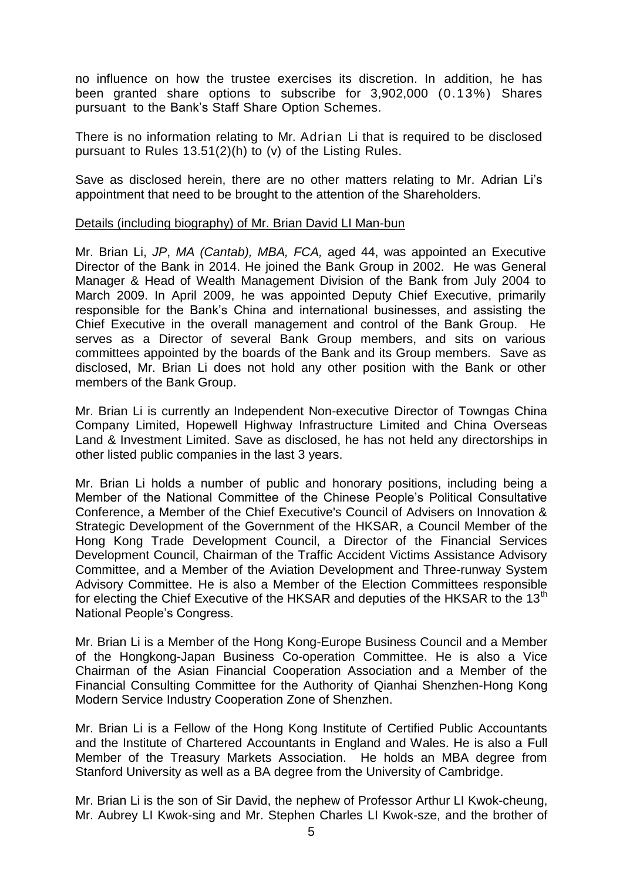no influence on how the trustee exercises its discretion. In addition, he has been granted share options to subscribe for 3,902,000 (0.13%) Shares pursuant to the Bank's Staff Share Option Schemes.

There is no information relating to Mr. Adrian Li that is required to be disclosed pursuant to Rules 13.51(2)(h) to (v) of the Listing Rules.

Save as disclosed herein, there are no other matters relating to Mr. Adrian Li's appointment that need to be brought to the attention of the Shareholders.

<u>Details (including biography) of Mr. Brian David LI Man-bun</u>

Mr. Brian Li, *JP*, *MA (Cantab), MBA, FCA,* aged 44, was appointed an Executive Director of the Bank in 2014. He joined the Bank Group in 2002. He was General Manager & Head of Wealth Management Division of the Bank from July 2004 to March 2009. In April 2009, he was appointed Deputy Chief Executive, primarily responsible for the Bank's China and international businesses, and assisting the Chief Executive in the overall management and control of the Bank Group. He serves as a Director of several Bank Group members, and sits on various committees appointed by the boards of the Bank and its Group members. Save as disclosed, Mr. Brian Li does not hold any other position with the Bank or other members of the Bank Group.

Mr. Brian Li is currently an Independent Non-executive Director of Towngas China Company Limited, Hopewell Highway Infrastructure Limited and China Overseas Land & Investment Limited. Save as disclosed, he has not held any directorships in other listed public companies in the last 3 years.

Mr. Brian Li holds a number of public and honorary positions, including being a Member of the National Committee of the Chinese People's Political Consultative Conference, a Member of the Chief Executive's Council of Advisers on Innovation & Strategic Development of the Government of the HKSAR, a Council Member of the Hong Kong Trade Development Council, a Director of the Financial Services Development Council, Chairman of the Traffic Accident Victims Assistance Advisory Committee, and a Member of the Aviation Development and Three-runway System Advisory Committee. He is also a Member of the Election Committees responsible for electing the Chief Executive of the HKSAR and deputies of the HKSAR to the 13th National People's Congress.

Mr. Brian Li is a Member of the Hong Kong-Europe Business Council and a Member of the Hongkong-Japan Business Co-operation Committee. He is also a Vice Chairman of the Asian Financial Cooperation Association and a Member of the Financial Consulting Committee for the Authority of Qianhai Shenzhen-Hong Kong Modern Service Industry Cooperation Zone of Shenzhen.

Mr. Brian Li is a Fellow of the Hong Kong Institute of Certified Public Accountants and the Institute of Chartered Accountants in England and Wales. He is also a Full Member of the Treasury Markets Association. He holds an MBA degree from Stanford University as well as a BA degree from the University of Cambridge.

Mr. Brian Li is the son of Sir David, the nephew of Professor Arthur LI Kwok-cheung, Mr. Aubrey LI Kwok-sing and Mr. Stephen Charles LI Kwok-sze, and the brother of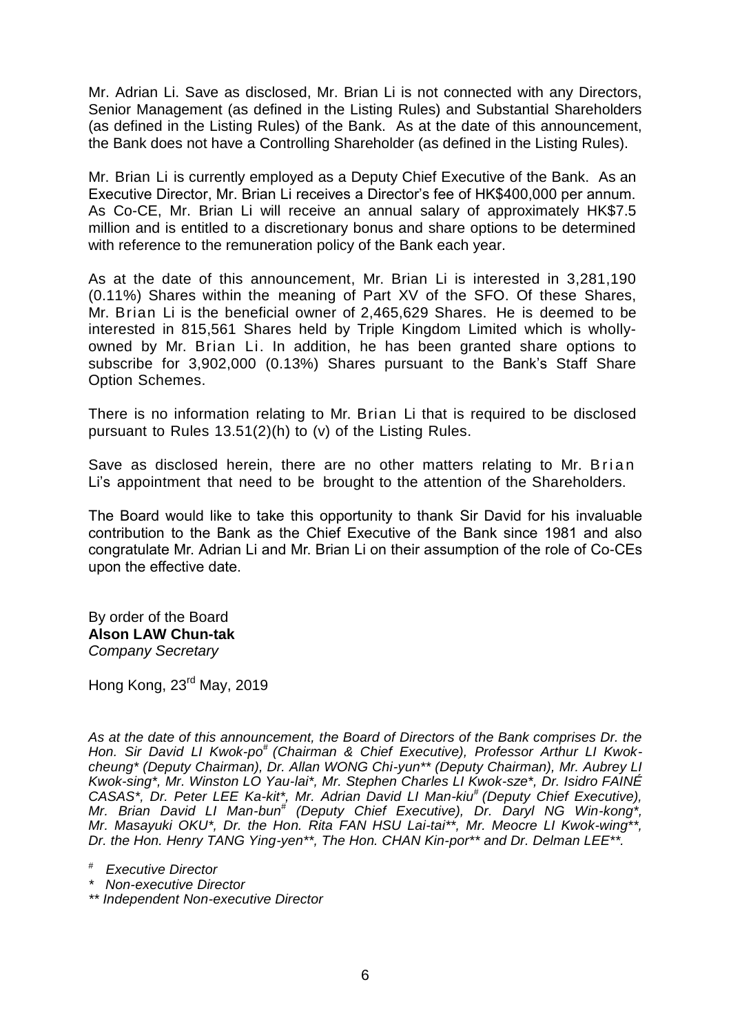Mr. Adrian Li. Save as disclosed, Mr. Brian Li is not connected with any Directors, Senior Management (as defined in the Listing Rules) and Substantial Shareholders (as defined in the Listing Rules) of the Bank. As at the date of this announcement, the Bank does not have a Controlling Shareholder (as defined in the Listing Rules).

Mr. Brian Li is currently employed as a Deputy Chief Executive of the Bank. As an Executive Director, Mr. Brian Li receives a Director's fee of HK$400,000 per annum. As Co-CE, Mr. Brian Li will receive an annual salary of approximately HK$7.5 million and is entitled to a discretionary bonus and share options to be determined with reference to the remuneration policy of the Bank each year.

As at the date of this announcement, Mr. Brian Li is interested in 3,281,190 (0.11%) Shares within the meaning of Part XV of the SFO. Of these Shares, Mr. Brian Li is the beneficial owner of 2,465,629 Shares. He is deemed to be interested in 815,561 Shares held by Triple Kingdom Limited which is wholly-owned by Mr. Brian Li. In addition, he has been granted share options to subscribe for 3,902,000 (0.13%) Shares pursuant to the Bank's Staff Share Option Schemes.

There is no information relating to Mr. Brian Li that is required to be disclosed pursuant to Rules 13.51(2)(h) to (v) of the Listing Rules.

Save as disclosed herein, there are no other matters relating to Mr. Brian Li's appointment that need to be brought to the attention of the Shareholders.

The Board would like to take this opportunity to thank Sir David for his invaluable contribution to the Bank as the Chief Executive of the Bank since 1981 and also congratulate Mr. Adrian Li and Mr. Brian Li on their assumption of the role of Co-CEs upon the effective date.

By order of the Board
**Alson LAW Chun-tak**
*Company Secretary*

Hong Kong, 23rd May, 2019

*As at the date of this announcement, the Board of Directors of the Bank comprises Dr. the Hon. Sir David LI Kwok-po# (Chairman & Chief Executive), Professor Arthur LI Kwok-cheung* (Deputy Chairman), Dr. Allan WONG Chi-yun** (Deputy Chairman), Mr. Aubrey LI Kwok-sing*, Mr. Winston LO Yau-lai*, Mr. Stephen Charles LI Kwok-sze*, Dr. Isidro FAINÉ CASAS*, Dr. Peter LEE Ka-kit*, Mr. Adrian David LI Man-kiu# (Deputy Chief Executive), Mr. Brian David LI Man-bun# (Deputy Chief Executive), Dr. Daryl NG Win-kong*, Mr. Masayuki OKU*, Dr. the Hon. Rita FAN HSU Lai-tai**, Mr. Meocre LI Kwok-wing**, Dr. the Hon. Henry TANG Ying-yen**, The Hon. CHAN Kin-por** and Dr. Delman LEE**.*

# *Executive Director*
\* *Non-executive Director*
\** *Independent Non-executive Director*